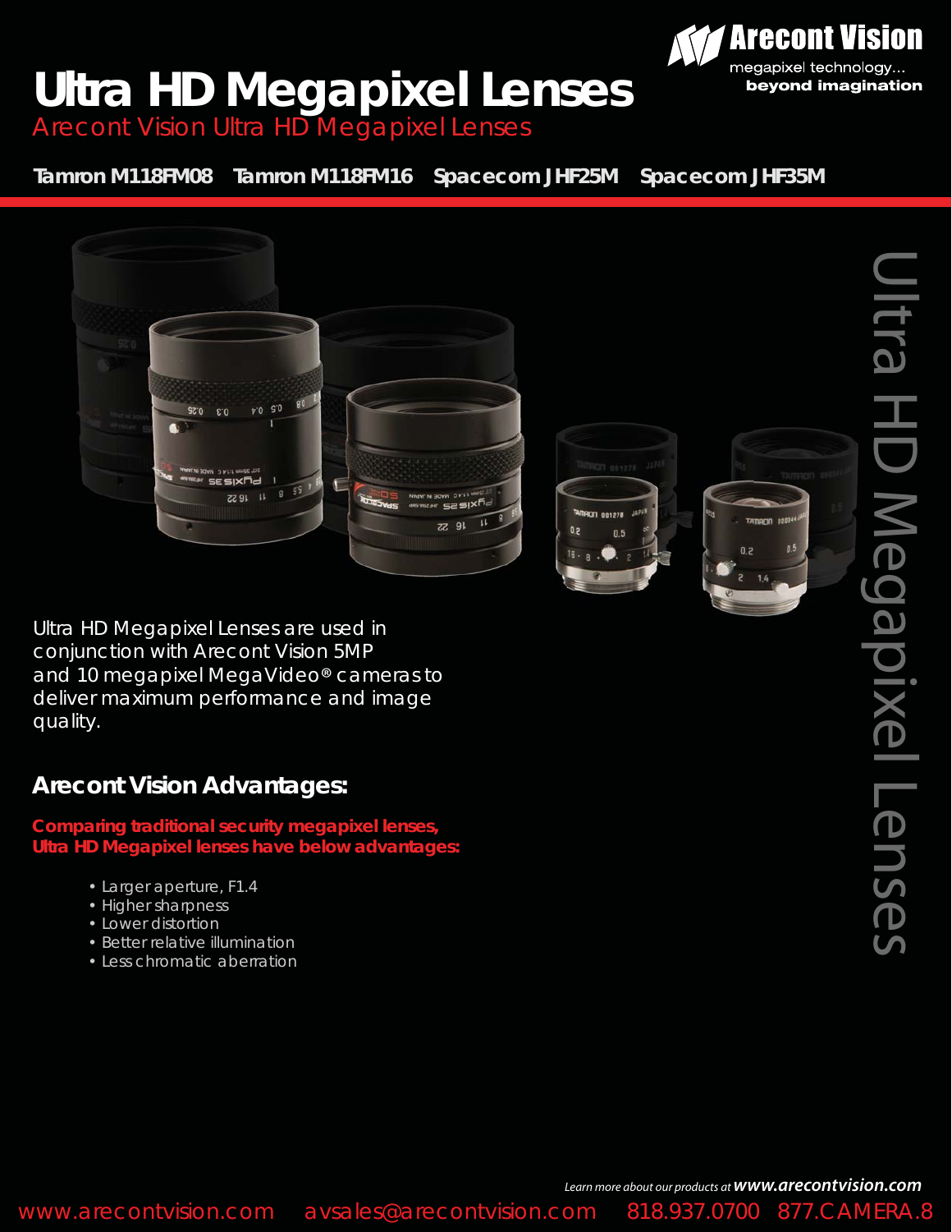# Ultra HD Megapixel Lenses

Arecont Vision Ultra HD Megapixel Lenses

Arecont Vision — megapixel technology... beyond imagination

**Tamron M118FM08   Tamron M118FM16   Spacecom JHF25M   Spacecom JHF35M**

Ultra HD Megapixel Lenses

Ultra HD Megapixel Lenses are used in conjunction with Arecont Vision 5MP and 10 megapixel MegaVideo® cameras to deliver maximum performance and image quality.

## Arecont Vision Advantages:

**Comparing traditional security megapixel lenses, Ultra HD Megapixel lenses have below advantages:**

- Larger aperture, F1.4
- Higher sharpness
- Lower distortion
- Better relative illumination
- Less chromatic aberration

*Learn more about our products at* ***www.arecontvision.com***

www.arecontvision.com   avsales@arecontvision.com   818.937.0700   877.CAMERA.8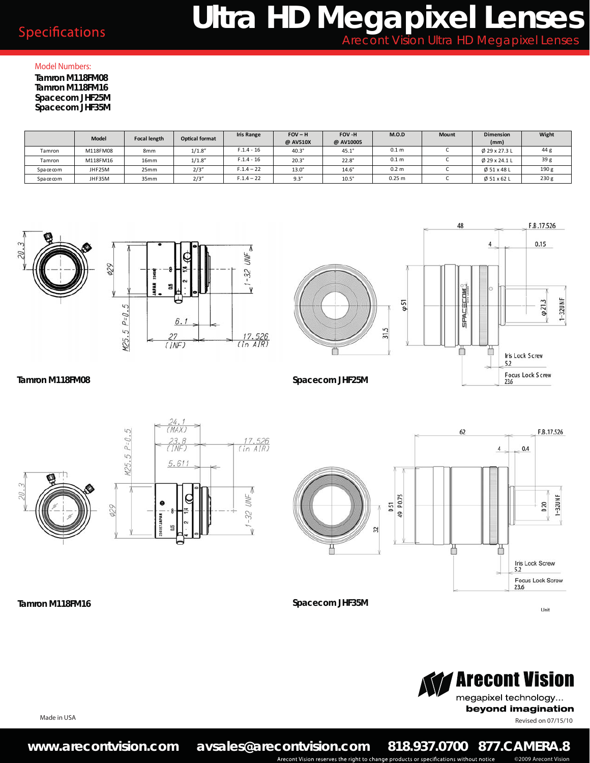# Ultra HD Megapixel Lenses

## Specifications

Arecont Vision Ultra HD Megapixel Lenses

Model Numbers:

**Tamron M118FM08**
**Tamron M118FM16**
**Spacecom JHF25M**
**Spacecom JHF35M**

| | Model | Focal length | Optical format | Iris Range | FOV – H @ AV510X | FOV -H @ AV10005 | M.O.D | Mount | Dimension (mm) | Wight |
|---|---|---|---|---|---|---|---|---|---|---|
| Tamron | M118FM08 | 8mm | 1/1.8” | F.1.4 - 16 | 40.3° | 45.1° | 0.1 m | C | Ø 29 x 27.3 L | 44 g |
| Tamron | M118FM16 | 16mm | 1/1.8” | F.1.4 - 16 | 20.3° | 22.8° | 0.1 m | C | Ø 29 x 24.1 L | 39 g |
| Spacecom | JHF25M | 25mm | 2/3” | F.1.4 – 22 | 13.0° | 14.6° | 0.2 m | C | Ø 51 x 48 L | 190 g |
| Spacecom | JHF35M | 35mm | 2/3” | F.1.4 – 22 | 9.3° | 10.5° | 0.25 m | C | Ø 51 x 62 L | 230 g |

20.3
φ29
M25.5 P=0.5
6.1
27 (INF)
17.526 (in AIR)
1-32 UNF

**Tamron M118FM08**

48
F.B.17.526
4
0.15
φ51
31.5
φ21.3
1-32UNF
Iris Lock Screw 5.2
Focus Lock Screw 23.6

**Spacecom JHF25M**

24.1 (MAX)
23.8 (INF)
5.611
17.526 (in AIR)
M25.5 P=0.5
20.3
φ29
1-32 UNF

**Tamron M118FM16**

62
F.B.17.526
4
0.4
D 51
49 P0.75
32
D 20
1-32UNF
Iris Lock Screw 5.2
Focus Lock Screw 23.6

**Spacecom JHF35M**

Unit

Arecont Vision
megapixel technology...
**beyond imagination**

Made in USA

Revised on 07/15/10

**www.arecontvision.com avsales@arecontvision.com 818.937.0700 877.CAMERA.8**

Arecont Vision reserves the right to change products or specifications without notice ©2009 Arecont Vision